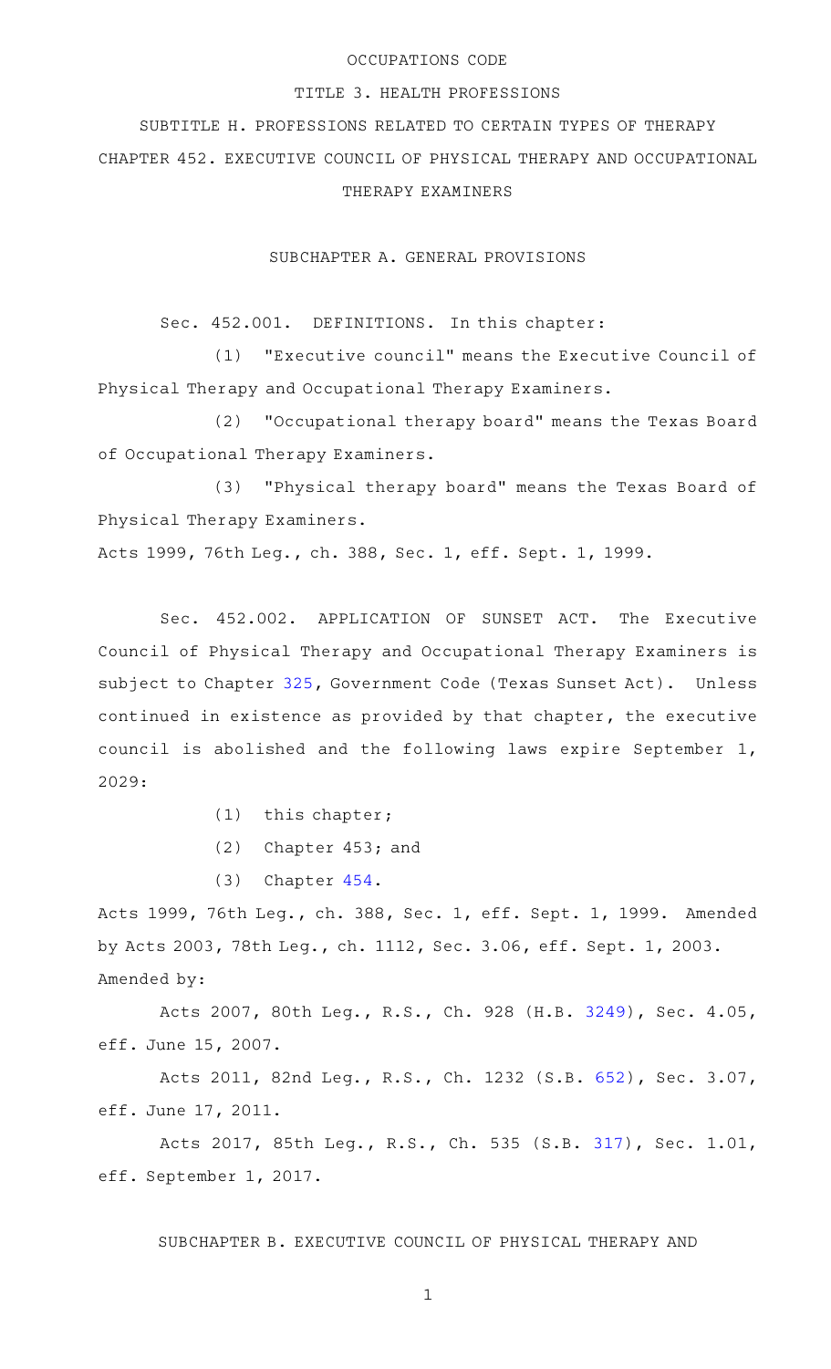# OCCUPATIONS CODE

## TITLE 3. HEALTH PROFESSIONS

## SUBTITLE H. PROFESSIONS RELATED TO CERTAIN TYPES OF THERAPY

## CHAPTER 452. EXECUTIVE COUNCIL OF PHYSICAL THERAPY AND OCCUPATIONAL THERAPY EXAMINERS

### SUBCHAPTER A. GENERAL PROVISIONS

Sec. 452.001. DEFINITIONS. In this chapter:

(1) "Executive council" means the Executive Council of Physical Therapy and Occupational Therapy Examiners.

(2) "Occupational therapy board" means the Texas Board of Occupational Therapy Examiners.

(3) "Physical therapy board" means the Texas Board of Physical Therapy Examiners.

Acts 1999, 76th Leg., ch. 388, Sec. 1, eff. Sept. 1, 1999.

Sec. 452.002. APPLICATION OF SUNSET ACT. The Executive Council of Physical Therapy and Occupational Therapy Examiners is subject to Chapter 325, Government Code (Texas Sunset Act). Unless continued in existence as provided by that chapter, the executive council is abolished and the following laws expire September 1, 2029:

(1) this chapter;

(2) Chapter 453; and

(3) Chapter 454.

Acts 1999, 76th Leg., ch. 388, Sec. 1, eff. Sept. 1, 1999. Amended by Acts 2003, 78th Leg., ch. 1112, Sec. 3.06, eff. Sept. 1, 2003. Amended by:

Acts 2007, 80th Leg., R.S., Ch. 928 (H.B. 3249), Sec. 4.05, eff. June 15, 2007.

Acts 2011, 82nd Leg., R.S., Ch. 1232 (S.B. 652), Sec. 3.07, eff. June 17, 2011.

Acts 2017, 85th Leg., R.S., Ch. 535 (S.B. 317), Sec. 1.01, eff. September 1, 2017.

### SUBCHAPTER B. EXECUTIVE COUNCIL OF PHYSICAL THERAPY AND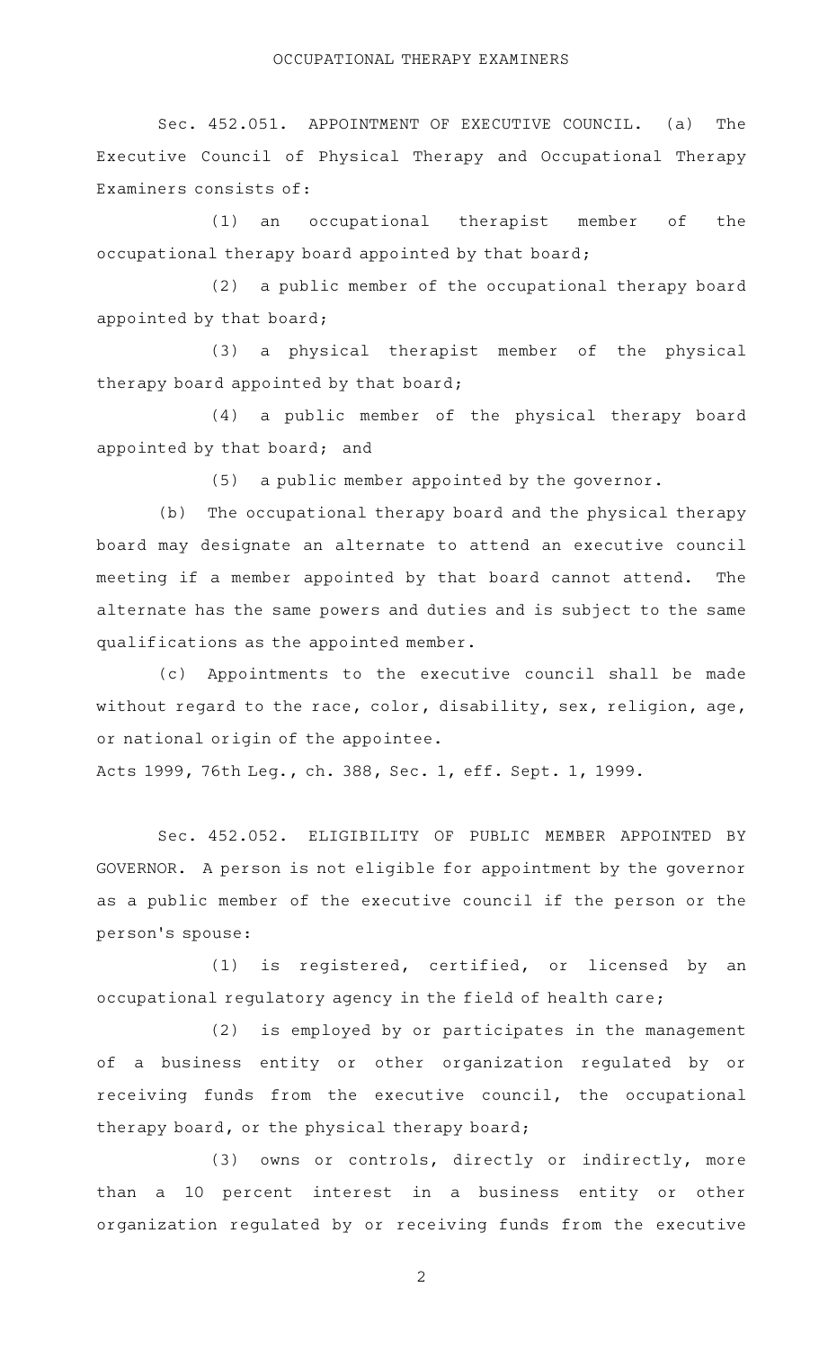Sec. 452.051. APPOINTMENT OF EXECUTIVE COUNCIL. (a) The Executive Council of Physical Therapy and Occupational Therapy Examiners consists of:

(1) an occupational therapist member of the occupational therapy board appointed by that board;

(2) a public member of the occupational therapy board appointed by that board;

(3) a physical therapist member of the physical therapy board appointed by that board;

(4) a public member of the physical therapy board appointed by that board; and

(5) a public member appointed by the governor.

(b) The occupational therapy board and the physical therapy board may designate an alternate to attend an executive council meeting if a member appointed by that board cannot attend. The alternate has the same powers and duties and is subject to the same qualifications as the appointed member.

(c) Appointments to the executive council shall be made without regard to the race, color, disability, sex, religion, age, or national origin of the appointee.

Acts 1999, 76th Leg., ch. 388, Sec. 1, eff. Sept. 1, 1999.

Sec. 452.052. ELIGIBILITY OF PUBLIC MEMBER APPOINTED BY GOVERNOR. A person is not eligible for appointment by the governor as a public member of the executive council if the person or the person's spouse:

(1) is registered, certified, or licensed by an occupational regulatory agency in the field of health care;

(2) is employed by or participates in the management of a business entity or other organization regulated by or receiving funds from the executive council, the occupational therapy board, or the physical therapy board;

(3) owns or controls, directly or indirectly, more than a 10 percent interest in a business entity or other organization regulated by or receiving funds from the executive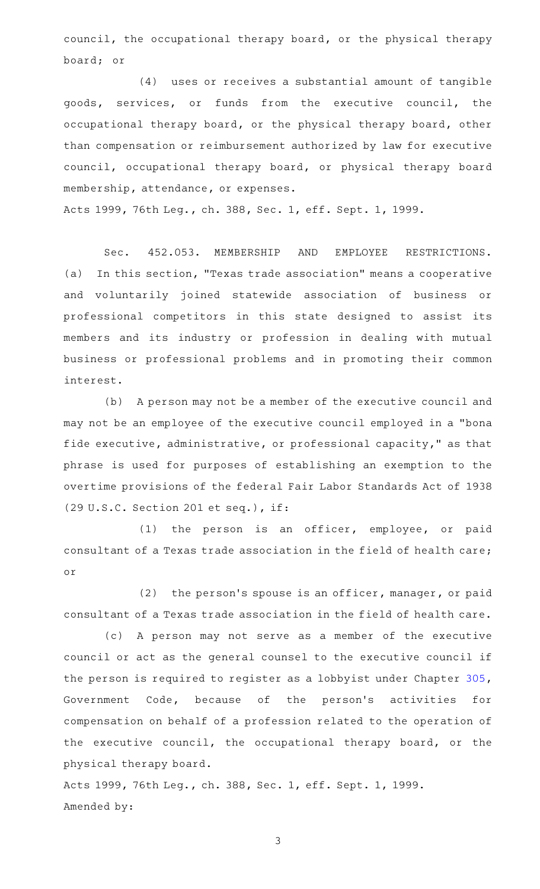council, the occupational therapy board, or the physical therapy board; or

(4) uses or receives a substantial amount of tangible goods, services, or funds from the executive council, the occupational therapy board, or the physical therapy board, other than compensation or reimbursement authorized by law for executive council, occupational therapy board, or physical therapy board membership, attendance, or expenses.

Acts 1999, 76th Leg., ch. 388, Sec. 1, eff. Sept. 1, 1999.

Sec. 452.053. MEMBERSHIP AND EMPLOYEE RESTRICTIONS. (a) In this section, "Texas trade association" means a cooperative and voluntarily joined statewide association of business or professional competitors in this state designed to assist its members and its industry or profession in dealing with mutual business or professional problems and in promoting their common interest.

(b) A person may not be a member of the executive council and may not be an employee of the executive council employed in a "bona fide executive, administrative, or professional capacity," as that phrase is used for purposes of establishing an exemption to the overtime provisions of the federal Fair Labor Standards Act of 1938 (29 U.S.C. Section 201 et seq.), if:

(1) the person is an officer, employee, or paid consultant of a Texas trade association in the field of health care; or

(2) the person's spouse is an officer, manager, or paid consultant of a Texas trade association in the field of health care.

(c) A person may not serve as a member of the executive council or act as the general counsel to the executive council if the person is required to register as a lobbyist under Chapter 305, Government Code, because of the person's activities for compensation on behalf of a profession related to the operation of the executive council, the occupational therapy board, or the physical therapy board.

Acts 1999, 76th Leg., ch. 388, Sec. 1, eff. Sept. 1, 1999.
Amended by: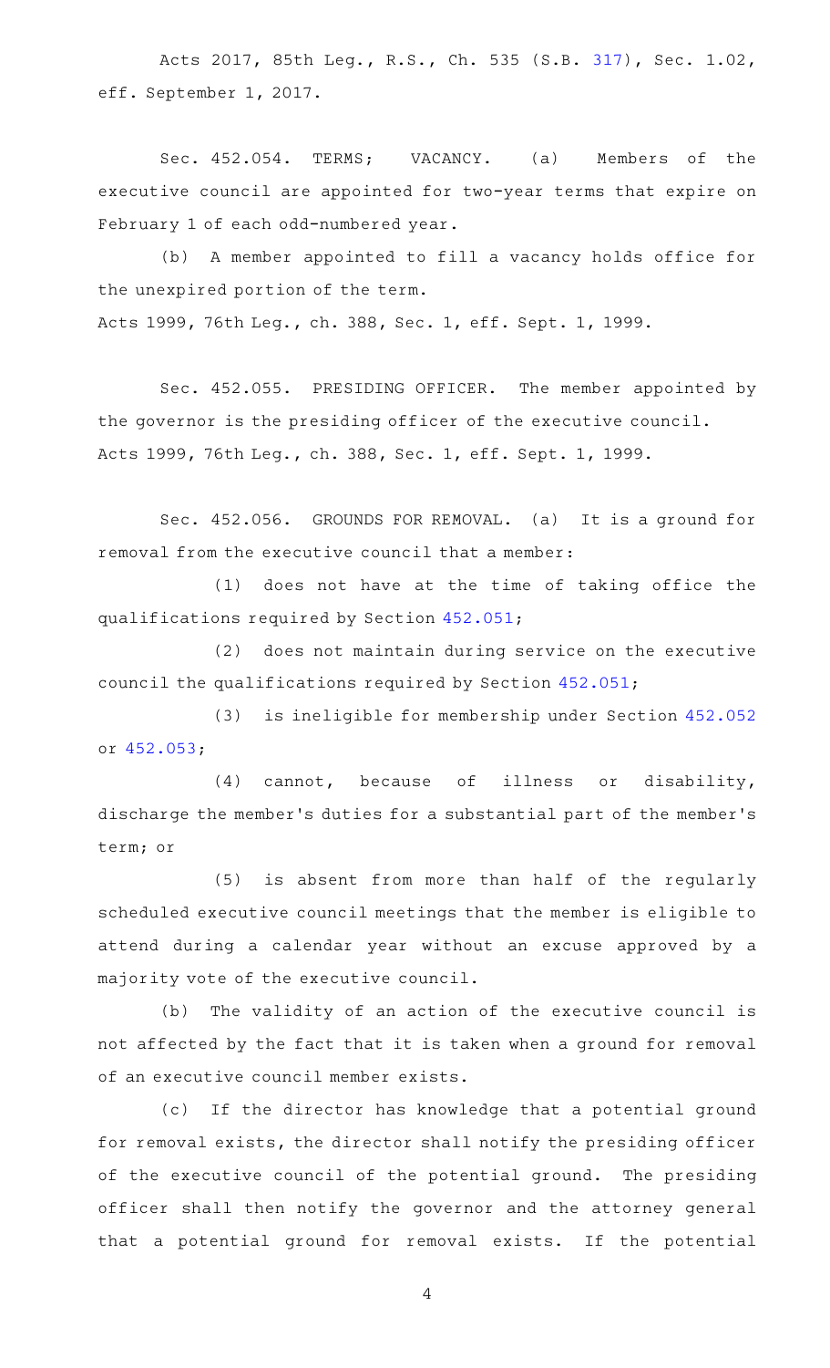Acts 2017, 85th Leg., R.S., Ch. 535 (S.B. 317), Sec. 1.02, eff. September 1, 2017.

Sec. 452.054. TERMS; VACANCY. (a) Members of the executive council are appointed for two-year terms that expire on February 1 of each odd-numbered year.

(b) A member appointed to fill a vacancy holds office for the unexpired portion of the term.

Acts 1999, 76th Leg., ch. 388, Sec. 1, eff. Sept. 1, 1999.

Sec. 452.055. PRESIDING OFFICER. The member appointed by the governor is the presiding officer of the executive council.

Acts 1999, 76th Leg., ch. 388, Sec. 1, eff. Sept. 1, 1999.

Sec. 452.056. GROUNDS FOR REMOVAL. (a) It is a ground for removal from the executive council that a member:

(1) does not have at the time of taking office the qualifications required by Section 452.051;

(2) does not maintain during service on the executive council the qualifications required by Section 452.051;

(3) is ineligible for membership under Section 452.052 or 452.053;

(4) cannot, because of illness or disability, discharge the member's duties for a substantial part of the member's term; or

(5) is absent from more than half of the regularly scheduled executive council meetings that the member is eligible to attend during a calendar year without an excuse approved by a majority vote of the executive council.

(b) The validity of an action of the executive council is not affected by the fact that it is taken when a ground for removal of an executive council member exists.

(c) If the director has knowledge that a potential ground for removal exists, the director shall notify the presiding officer of the executive council of the potential ground. The presiding officer shall then notify the governor and the attorney general that a potential ground for removal exists. If the potential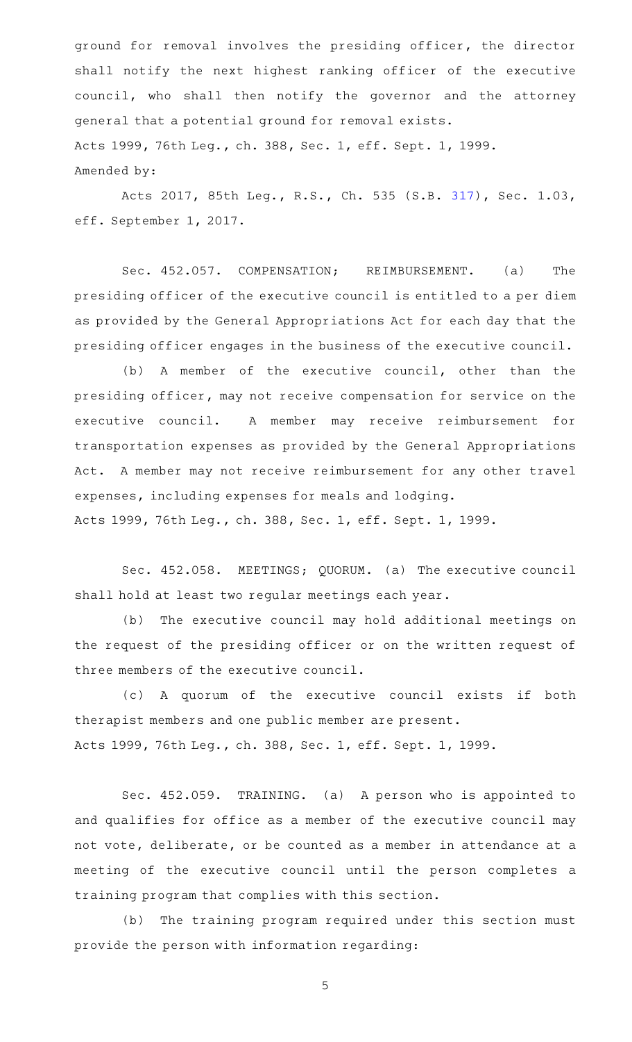ground for removal involves the presiding officer, the director shall notify the next highest ranking officer of the executive council, who shall then notify the governor and the attorney general that a potential ground for removal exists.

Acts 1999, 76th Leg., ch. 388, Sec. 1, eff. Sept. 1, 1999.

Amended by:

Acts 2017, 85th Leg., R.S., Ch. 535 (S.B. 317), Sec. 1.03, eff. September 1, 2017.

Sec. 452.057. COMPENSATION; REIMBURSEMENT. (a) The presiding officer of the executive council is entitled to a per diem as provided by the General Appropriations Act for each day that the presiding officer engages in the business of the executive council.

(b) A member of the executive council, other than the presiding officer, may not receive compensation for service on the executive council. A member may receive reimbursement for transportation expenses as provided by the General Appropriations Act. A member may not receive reimbursement for any other travel expenses, including expenses for meals and lodging.

Acts 1999, 76th Leg., ch. 388, Sec. 1, eff. Sept. 1, 1999.

Sec. 452.058. MEETINGS; QUORUM. (a) The executive council shall hold at least two regular meetings each year.

(b) The executive council may hold additional meetings on the request of the presiding officer or on the written request of three members of the executive council.

(c) A quorum of the executive council exists if both therapist members and one public member are present.

Acts 1999, 76th Leg., ch. 388, Sec. 1, eff. Sept. 1, 1999.

Sec. 452.059. TRAINING. (a) A person who is appointed to and qualifies for office as a member of the executive council may not vote, deliberate, or be counted as a member in attendance at a meeting of the executive council until the person completes a training program that complies with this section.

(b) The training program required under this section must provide the person with information regarding: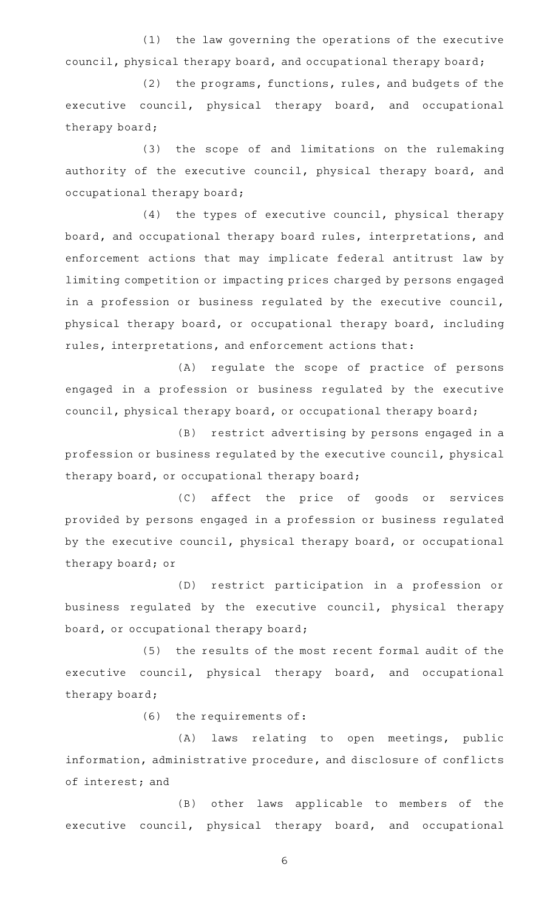(1) the law governing the operations of the executive council, physical therapy board, and occupational therapy board;

(2) the programs, functions, rules, and budgets of the executive council, physical therapy board, and occupational therapy board;

(3) the scope of and limitations on the rulemaking authority of the executive council, physical therapy board, and occupational therapy board;

(4) the types of executive council, physical therapy board, and occupational therapy board rules, interpretations, and enforcement actions that may implicate federal antitrust law by limiting competition or impacting prices charged by persons engaged in a profession or business regulated by the executive council, physical therapy board, or occupational therapy board, including rules, interpretations, and enforcement actions that:

(A) regulate the scope of practice of persons engaged in a profession or business regulated by the executive council, physical therapy board, or occupational therapy board;

(B) restrict advertising by persons engaged in a profession or business regulated by the executive council, physical therapy board, or occupational therapy board;

(C) affect the price of goods or services provided by persons engaged in a profession or business regulated by the executive council, physical therapy board, or occupational therapy board; or

(D) restrict participation in a profession or business regulated by the executive council, physical therapy board, or occupational therapy board;

(5) the results of the most recent formal audit of the executive council, physical therapy board, and occupational therapy board;

(6) the requirements of:

(A) laws relating to open meetings, public information, administrative procedure, and disclosure of conflicts of interest; and

(B) other laws applicable to members of the executive council, physical therapy board, and occupational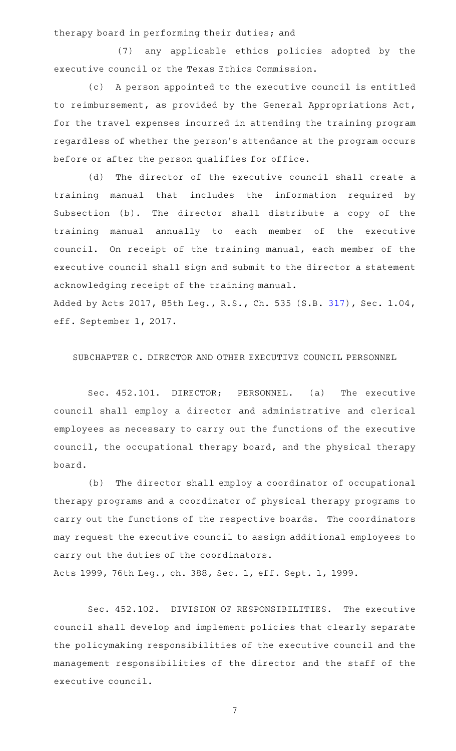therapy board in performing their duties; and

(7) any applicable ethics policies adopted by the executive council or the Texas Ethics Commission.

(c) A person appointed to the executive council is entitled to reimbursement, as provided by the General Appropriations Act, for the travel expenses incurred in attending the training program regardless of whether the person's attendance at the program occurs before or after the person qualifies for office.

(d) The director of the executive council shall create a training manual that includes the information required by Subsection (b). The director shall distribute a copy of the training manual annually to each member of the executive council. On receipt of the training manual, each member of the executive council shall sign and submit to the director a statement acknowledging receipt of the training manual.

Added by Acts 2017, 85th Leg., R.S., Ch. 535 (S.B. 317), Sec. 1.04, eff. September 1, 2017.

SUBCHAPTER C. DIRECTOR AND OTHER EXECUTIVE COUNCIL PERSONNEL

Sec. 452.101. DIRECTOR; PERSONNEL. (a) The executive council shall employ a director and administrative and clerical employees as necessary to carry out the functions of the executive council, the occupational therapy board, and the physical therapy board.

(b) The director shall employ a coordinator of occupational therapy programs and a coordinator of physical therapy programs to carry out the functions of the respective boards. The coordinators may request the executive council to assign additional employees to carry out the duties of the coordinators.

Acts 1999, 76th Leg., ch. 388, Sec. 1, eff. Sept. 1, 1999.

Sec. 452.102. DIVISION OF RESPONSIBILITIES. The executive council shall develop and implement policies that clearly separate the policymaking responsibilities of the executive council and the management responsibilities of the director and the staff of the executive council.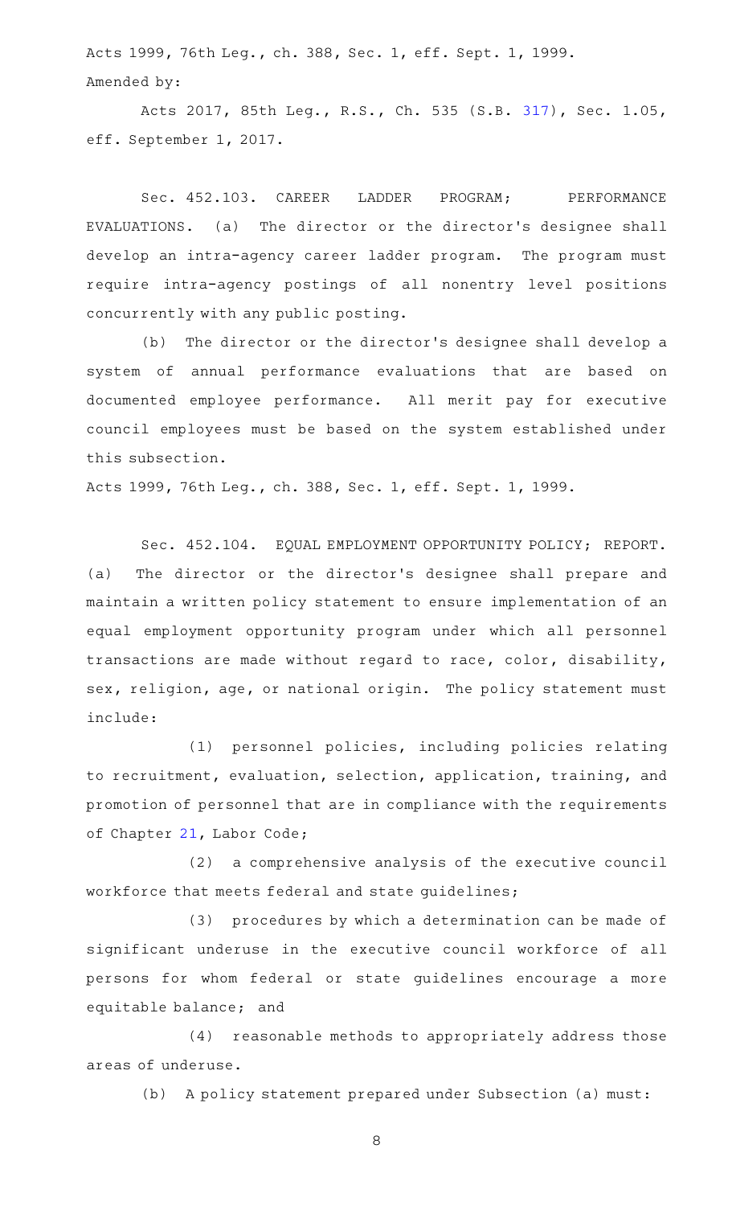Acts 1999, 76th Leg., ch. 388, Sec. 1, eff. Sept. 1, 1999.

Amended by:

Acts 2017, 85th Leg., R.S., Ch. 535 (S.B. 317), Sec. 1.05, eff. September 1, 2017.

Sec. 452.103. CAREER LADDER PROGRAM; PERFORMANCE EVALUATIONS. (a) The director or the director's designee shall develop an intra-agency career ladder program. The program must require intra-agency postings of all nonentry level positions concurrently with any public posting.

(b) The director or the director's designee shall develop a system of annual performance evaluations that are based on documented employee performance. All merit pay for executive council employees must be based on the system established under this subsection.

Acts 1999, 76th Leg., ch. 388, Sec. 1, eff. Sept. 1, 1999.

Sec. 452.104. EQUAL EMPLOYMENT OPPORTUNITY POLICY; REPORT. (a) The director or the director's designee shall prepare and maintain a written policy statement to ensure implementation of an equal employment opportunity program under which all personnel transactions are made without regard to race, color, disability, sex, religion, age, or national origin. The policy statement must include:

(1) personnel policies, including policies relating to recruitment, evaluation, selection, application, training, and promotion of personnel that are in compliance with the requirements of Chapter 21, Labor Code;

(2) a comprehensive analysis of the executive council workforce that meets federal and state guidelines;

(3) procedures by which a determination can be made of significant underuse in the executive council workforce of all persons for whom federal or state guidelines encourage a more equitable balance; and

(4) reasonable methods to appropriately address those areas of underuse.

(b) A policy statement prepared under Subsection (a) must: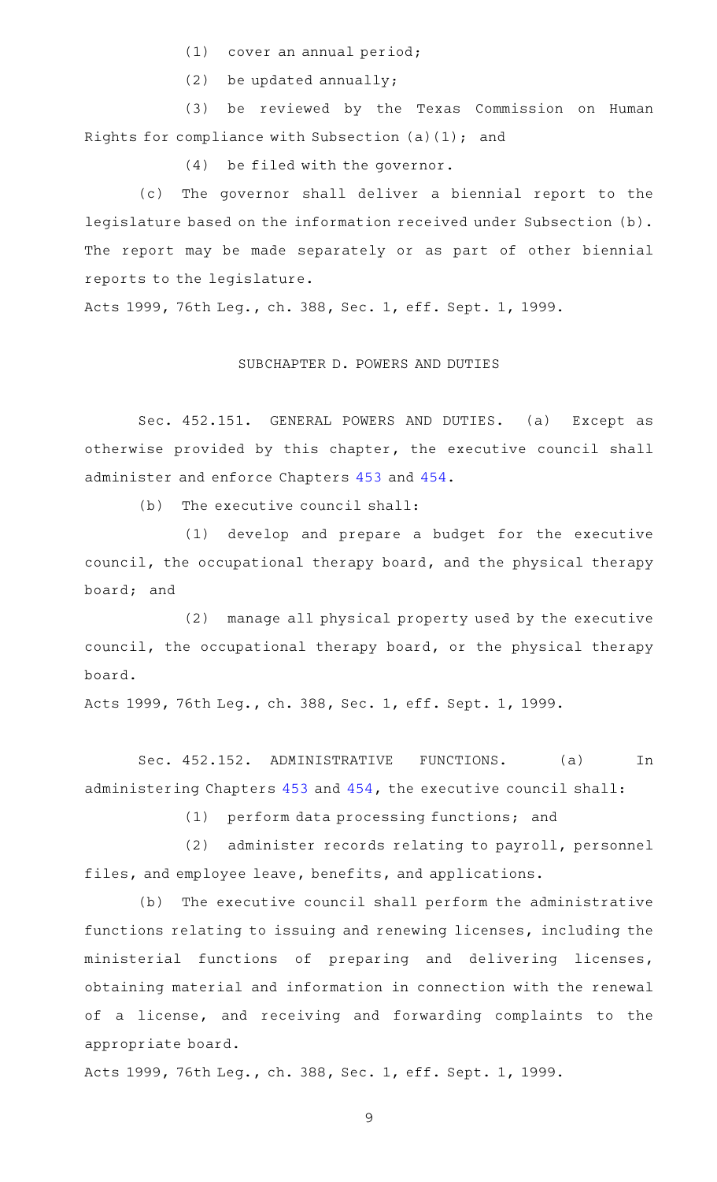(1) cover an annual period;

(2) be updated annually;

(3) be reviewed by the Texas Commission on Human Rights for compliance with Subsection (a)(1); and

(4) be filed with the governor.

(c) The governor shall deliver a biennial report to the legislature based on the information received under Subsection (b). The report may be made separately or as part of other biennial reports to the legislature.

Acts 1999, 76th Leg., ch. 388, Sec. 1, eff. Sept. 1, 1999.

## SUBCHAPTER D. POWERS AND DUTIES

Sec. 452.151. GENERAL POWERS AND DUTIES. (a) Except as otherwise provided by this chapter, the executive council shall administer and enforce Chapters 453 and 454.

(b) The executive council shall:

(1) develop and prepare a budget for the executive council, the occupational therapy board, and the physical therapy board; and

(2) manage all physical property used by the executive council, the occupational therapy board, or the physical therapy board.

Acts 1999, 76th Leg., ch. 388, Sec. 1, eff. Sept. 1, 1999.

Sec. 452.152. ADMINISTRATIVE FUNCTIONS. (a) In administering Chapters 453 and 454, the executive council shall:

(1) perform data processing functions; and

(2) administer records relating to payroll, personnel files, and employee leave, benefits, and applications.

(b) The executive council shall perform the administrative functions relating to issuing and renewing licenses, including the ministerial functions of preparing and delivering licenses, obtaining material and information in connection with the renewal of a license, and receiving and forwarding complaints to the appropriate board.

Acts 1999, 76th Leg., ch. 388, Sec. 1, eff. Sept. 1, 1999.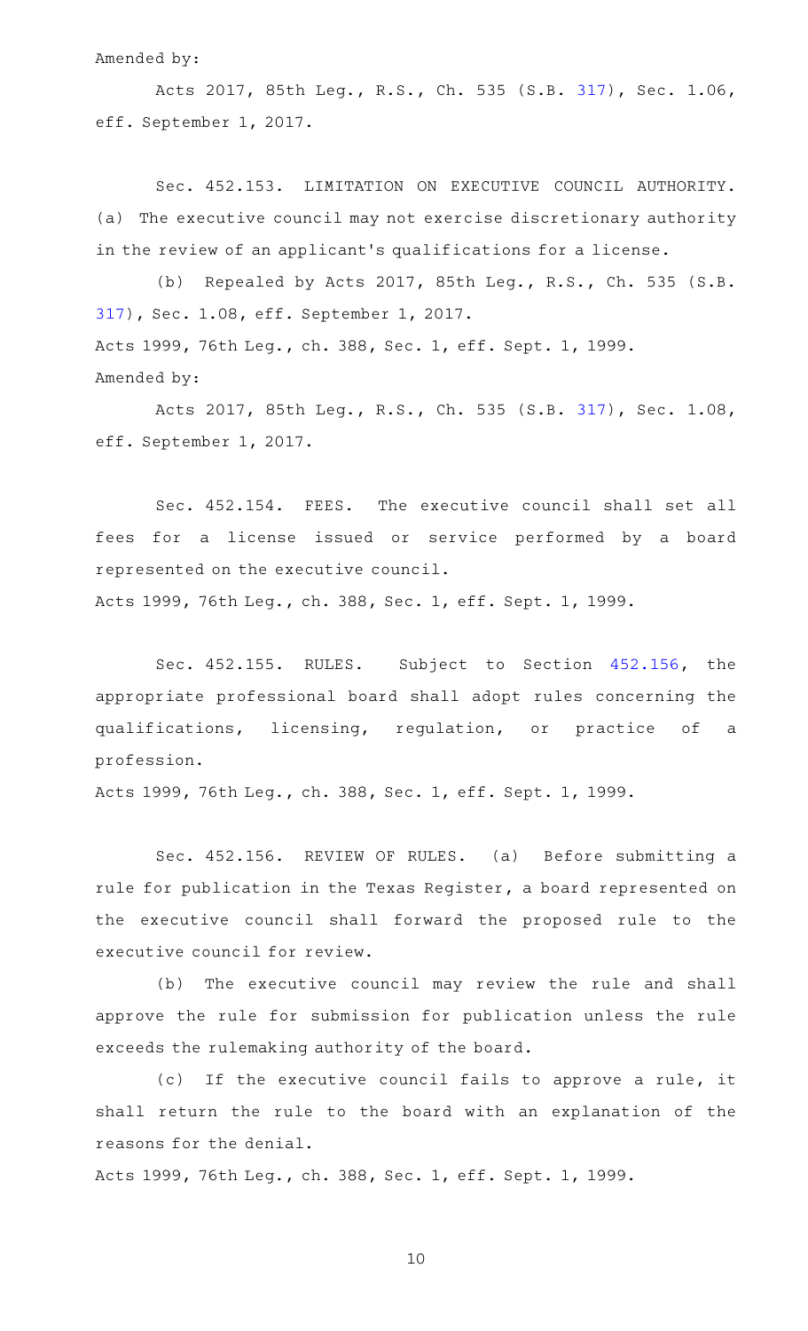Amended by:

Acts 2017, 85th Leg., R.S., Ch. 535 (S.B. 317), Sec. 1.06, eff. September 1, 2017.

Sec. 452.153. LIMITATION ON EXECUTIVE COUNCIL AUTHORITY. (a) The executive council may not exercise discretionary authority in the review of an applicant's qualifications for a license.

(b) Repealed by Acts 2017, 85th Leg., R.S., Ch. 535 (S.B. 317), Sec. 1.08, eff. September 1, 2017.

Acts 1999, 76th Leg., ch. 388, Sec. 1, eff. Sept. 1, 1999.

Amended by:

Acts 2017, 85th Leg., R.S., Ch. 535 (S.B. 317), Sec. 1.08, eff. September 1, 2017.

Sec. 452.154. FEES. The executive council shall set all fees for a license issued or service performed by a board represented on the executive council.

Acts 1999, 76th Leg., ch. 388, Sec. 1, eff. Sept. 1, 1999.

Sec. 452.155. RULES. Subject to Section 452.156, the appropriate professional board shall adopt rules concerning the qualifications, licensing, regulation, or practice of a profession.

Acts 1999, 76th Leg., ch. 388, Sec. 1, eff. Sept. 1, 1999.

Sec. 452.156. REVIEW OF RULES. (a) Before submitting a rule for publication in the Texas Register, a board represented on the executive council shall forward the proposed rule to the executive council for review.

(b) The executive council may review the rule and shall approve the rule for submission for publication unless the rule exceeds the rulemaking authority of the board.

(c) If the executive council fails to approve a rule, it shall return the rule to the board with an explanation of the reasons for the denial.

Acts 1999, 76th Leg., ch. 388, Sec. 1, eff. Sept. 1, 1999.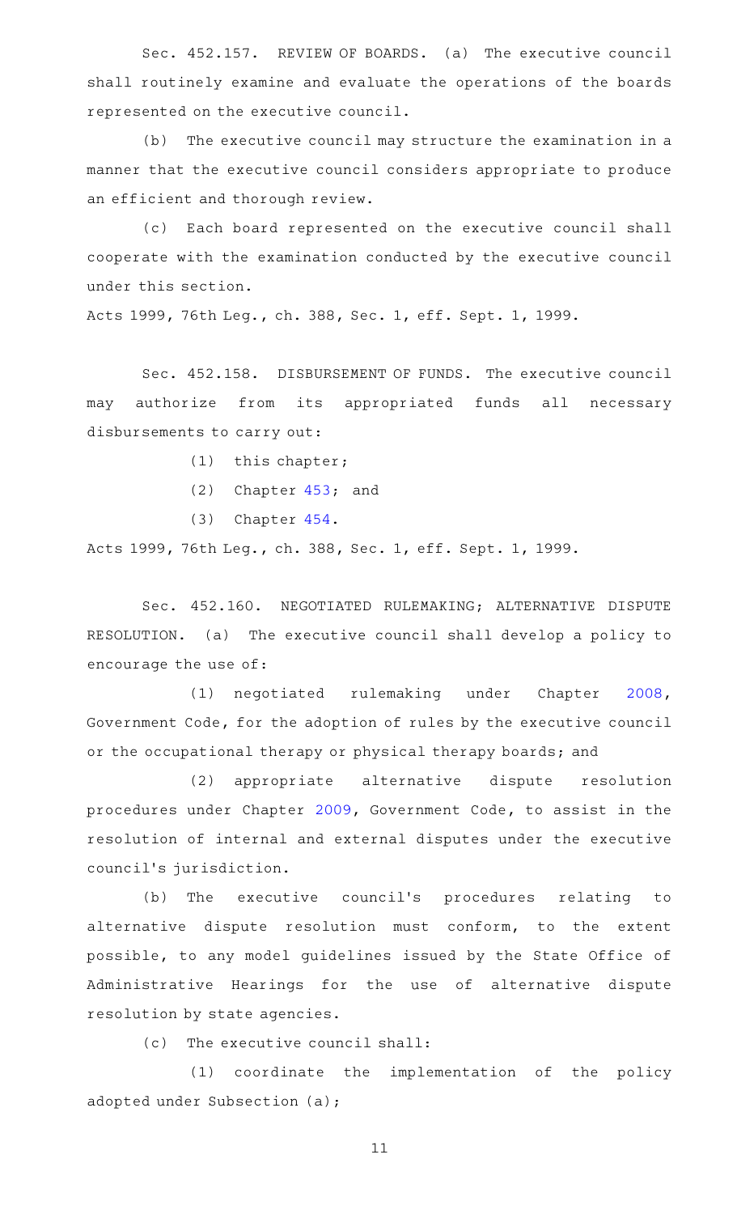Sec. 452.157. REVIEW OF BOARDS. (a) The executive council shall routinely examine and evaluate the operations of the boards represented on the executive council.

(b) The executive council may structure the examination in a manner that the executive council considers appropriate to produce an efficient and thorough review.

(c) Each board represented on the executive council shall cooperate with the examination conducted by the executive council under this section.

Acts 1999, 76th Leg., ch. 388, Sec. 1, eff. Sept. 1, 1999.

Sec. 452.158. DISBURSEMENT OF FUNDS. The executive council may authorize from its appropriated funds all necessary disbursements to carry out:

(1) this chapter;

(2) Chapter 453; and

(3) Chapter 454.

Acts 1999, 76th Leg., ch. 388, Sec. 1, eff. Sept. 1, 1999.

Sec. 452.160. NEGOTIATED RULEMAKING; ALTERNATIVE DISPUTE RESOLUTION. (a) The executive council shall develop a policy to encourage the use of:

(1) negotiated rulemaking under Chapter 2008, Government Code, for the adoption of rules by the executive council or the occupational therapy or physical therapy boards; and

(2) appropriate alternative dispute resolution procedures under Chapter 2009, Government Code, to assist in the resolution of internal and external disputes under the executive council's jurisdiction.

(b) The executive council's procedures relating to alternative dispute resolution must conform, to the extent possible, to any model guidelines issued by the State Office of Administrative Hearings for the use of alternative dispute resolution by state agencies.

(c) The executive council shall:

(1) coordinate the implementation of the policy adopted under Subsection (a);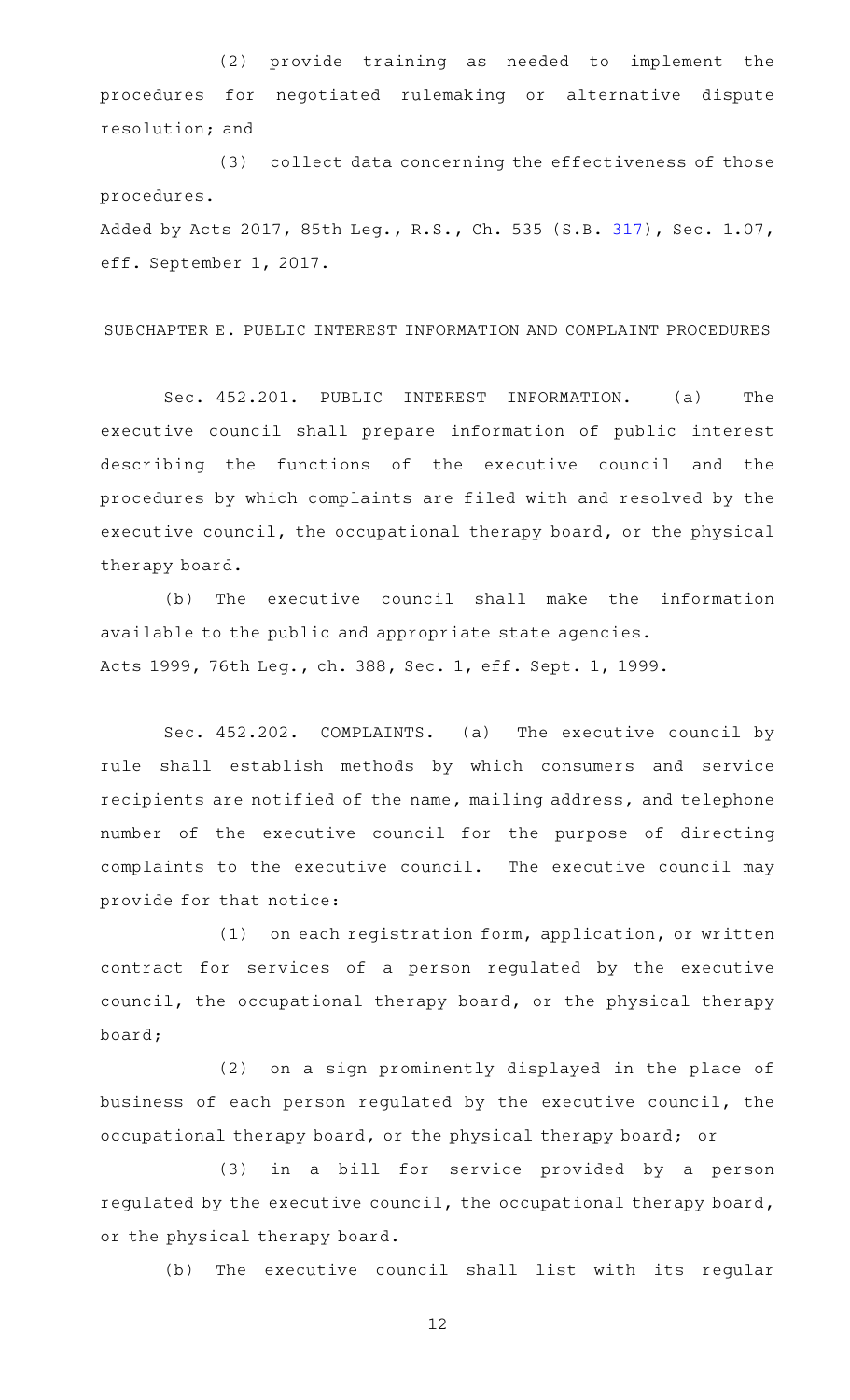(2) provide training as needed to implement the procedures for negotiated rulemaking or alternative dispute resolution; and

(3) collect data concerning the effectiveness of those procedures.

Added by Acts 2017, 85th Leg., R.S., Ch. 535 (S.B. 317), Sec. 1.07, eff. September 1, 2017.

SUBCHAPTER E. PUBLIC INTEREST INFORMATION AND COMPLAINT PROCEDURES

Sec. 452.201. PUBLIC INTEREST INFORMATION. (a) The executive council shall prepare information of public interest describing the functions of the executive council and the procedures by which complaints are filed with and resolved by the executive council, the occupational therapy board, or the physical therapy board.

(b) The executive council shall make the information available to the public and appropriate state agencies.

Acts 1999, 76th Leg., ch. 388, Sec. 1, eff. Sept. 1, 1999.

Sec. 452.202. COMPLAINTS. (a) The executive council by rule shall establish methods by which consumers and service recipients are notified of the name, mailing address, and telephone number of the executive council for the purpose of directing complaints to the executive council. The executive council may provide for that notice:

(1) on each registration form, application, or written contract for services of a person regulated by the executive council, the occupational therapy board, or the physical therapy board;

(2) on a sign prominently displayed in the place of business of each person regulated by the executive council, the occupational therapy board, or the physical therapy board; or

(3) in a bill for service provided by a person regulated by the executive council, the occupational therapy board, or the physical therapy board.

(b) The executive council shall list with its regular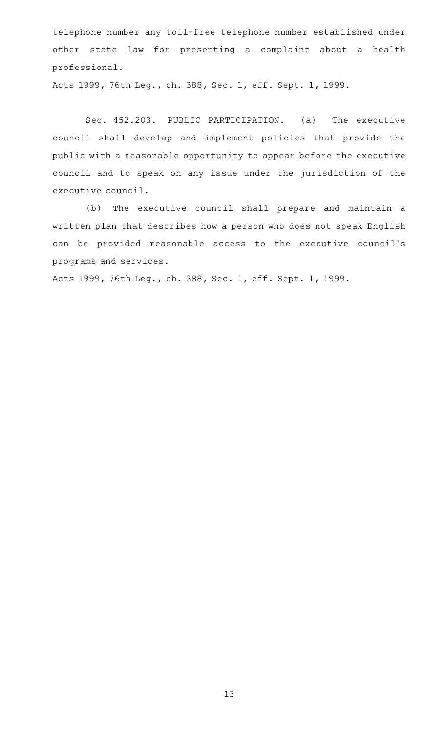telephone number any toll-free telephone number established under other state law for presenting a complaint about a health professional.

Acts 1999, 76th Leg., ch. 388, Sec. 1, eff. Sept. 1, 1999.

Sec. 452.203. PUBLIC PARTICIPATION. (a) The executive council shall develop and implement policies that provide the public with a reasonable opportunity to appear before the executive council and to speak on any issue under the jurisdiction of the executive council.

(b) The executive council shall prepare and maintain a written plan that describes how a person who does not speak English can be provided reasonable access to the executive council's programs and services.

Acts 1999, 76th Leg., ch. 388, Sec. 1, eff. Sept. 1, 1999.